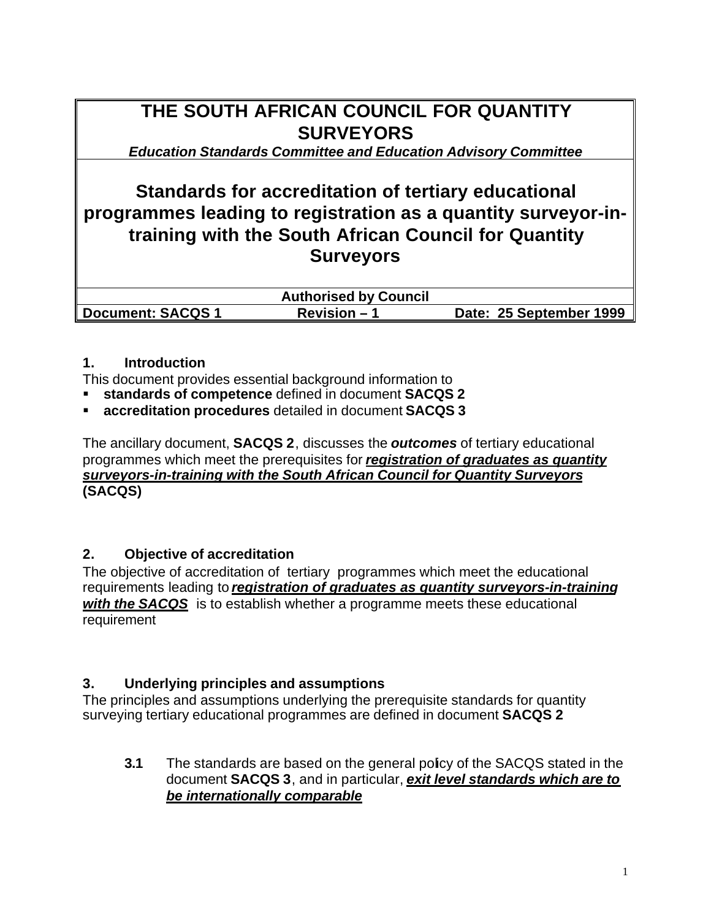# THE SOUTH AFRICAN COUNCIL FOR QUANTITY SURVEYORS

***Education Standards Committee and Education Advisory Committee***

## Standards for accreditation of tertiary educational programmes leading to registration as a quantity surveyor-in-training with the South African Council for Quantity Surveyors

| Authorised by Council | | |
|---|---|---|
| **Document: SACQS 1** | **Revision – 1** | **Date: 25 September 1999** |

### 1. Introduction

This document provides essential background information to

- **standards of competence** defined in document **SACQS 2**
- **accreditation procedures** detailed in document **SACQS 3**

The ancillary document, **SACQS 2**, discusses the ***outcomes*** of tertiary educational programmes which meet the prerequisites for ***registration of graduates as quantity surveyors-in-training with the South African Council for Quantity Surveyors*** **(SACQS)**

### 2. Objective of accreditation

The objective of accreditation of tertiary programmes which meet the educational requirements leading to ***registration of graduates as quantity surveyors-in-training with the SACQS*** is to establish whether a programme meets these educational requirement

### 3. Underlying principles and assumptions

The principles and assumptions underlying the prerequisite standards for quantity surveying tertiary educational programmes are defined in document **SACQS 2**

**3.1** The standards are based on the general policy of the SACQS stated in the document **SACQS 3**, and in particular, ***exit level standards which are to be internationally comparable***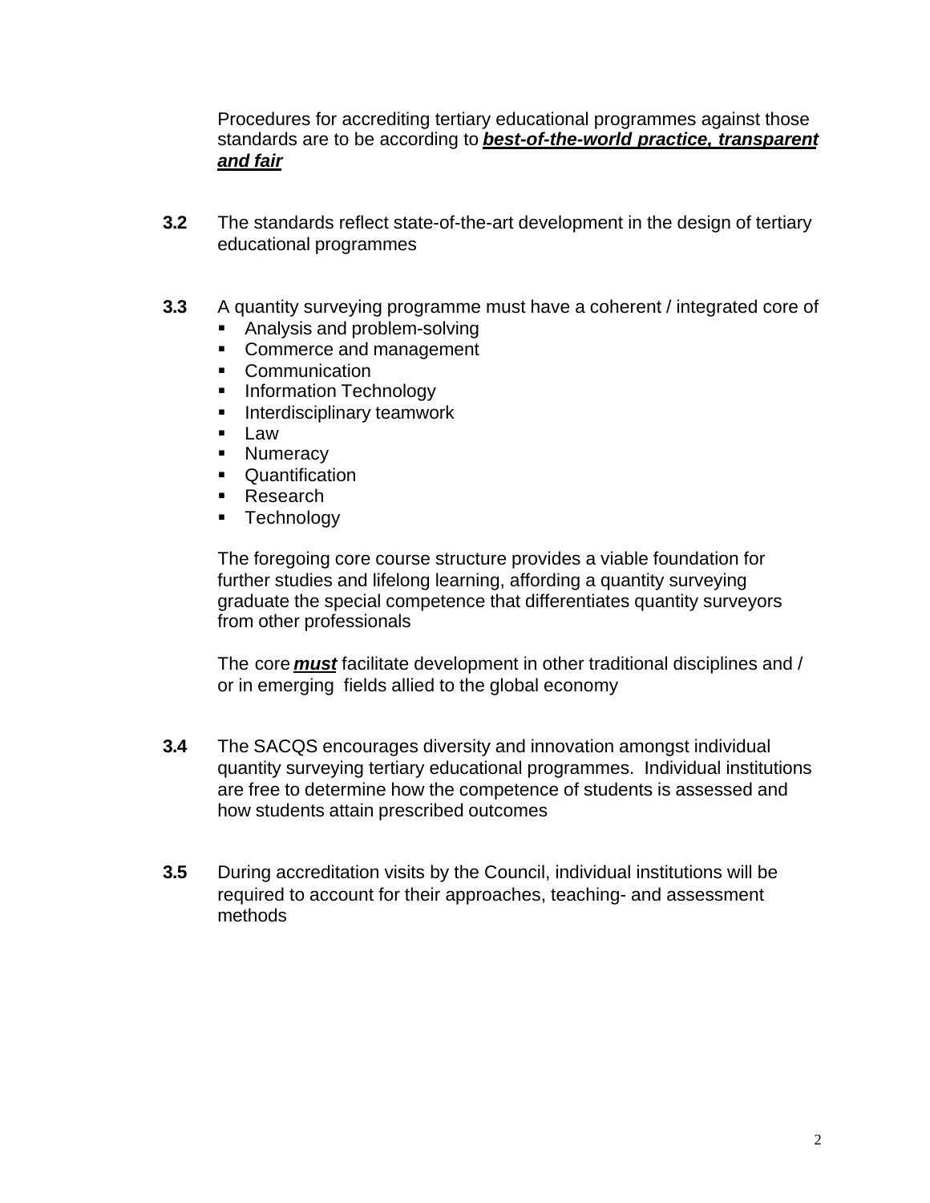Procedures for accrediting tertiary educational programmes against those standards are to be according to ***best-of-the-world practice, transparent and fair***

**3.2** The standards reflect state-of-the-art development in the design of tertiary educational programmes

**3.3** A quantity surveying programme must have a coherent / integrated core of

- Analysis and problem-solving
- Commerce and management
- Communication
- Information Technology
- Interdisciplinary teamwork
- Law
- Numeracy
- Quantification
- Research
- Technology

The foregoing core course structure provides a viable foundation for further studies and lifelong learning, affording a quantity surveying graduate the special competence that differentiates quantity surveyors from other professionals

The core ***must*** facilitate development in other traditional disciplines and / or in emerging fields allied to the global economy

**3.4** The SACQS encourages diversity and innovation amongst individual quantity surveying tertiary educational programmes. Individual institutions are free to determine how the competence of students is assessed and how students attain prescribed outcomes

**3.5** During accreditation visits by the Council, individual institutions will be required to account for their approaches, teaching- and assessment methods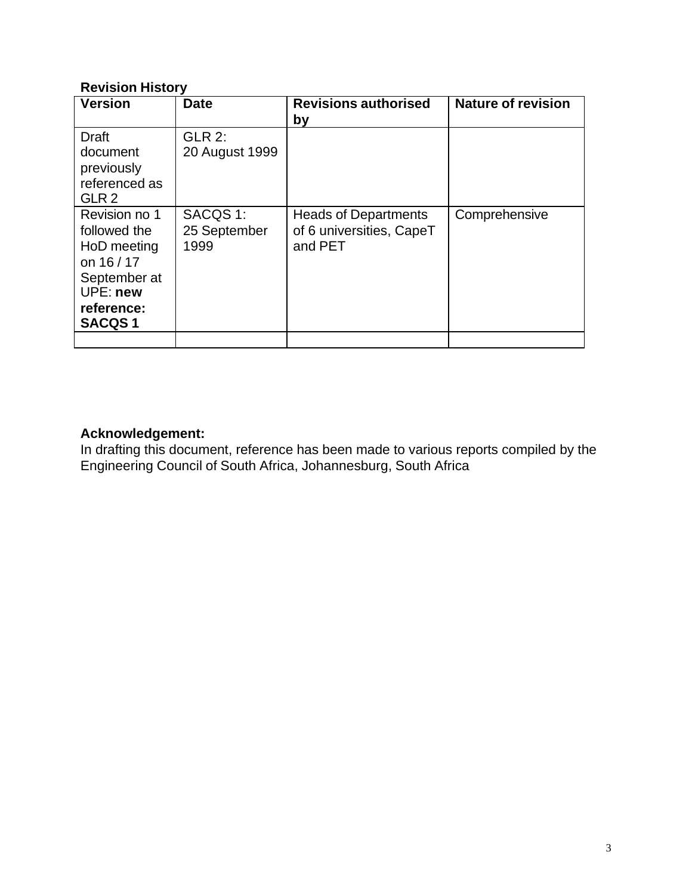**Revision History**

| Version | Date | Revisions authorised by | Nature of revision |
|---|---|---|---|
| Draft document previously referenced as GLR 2 | GLR 2: 20 August 1999 | | |
| Revision no 1 followed the HoD meeting on 16 / 17 September at UPE: **new reference: SACQS 1** | SACQS 1: 25 September 1999 | Heads of Departments of 6 universities, CapeT and PET | Comprehensive |
| | | | |

**Acknowledgement:**
In drafting this document, reference has been made to various reports compiled by the Engineering Council of South Africa, Johannesburg, South Africa